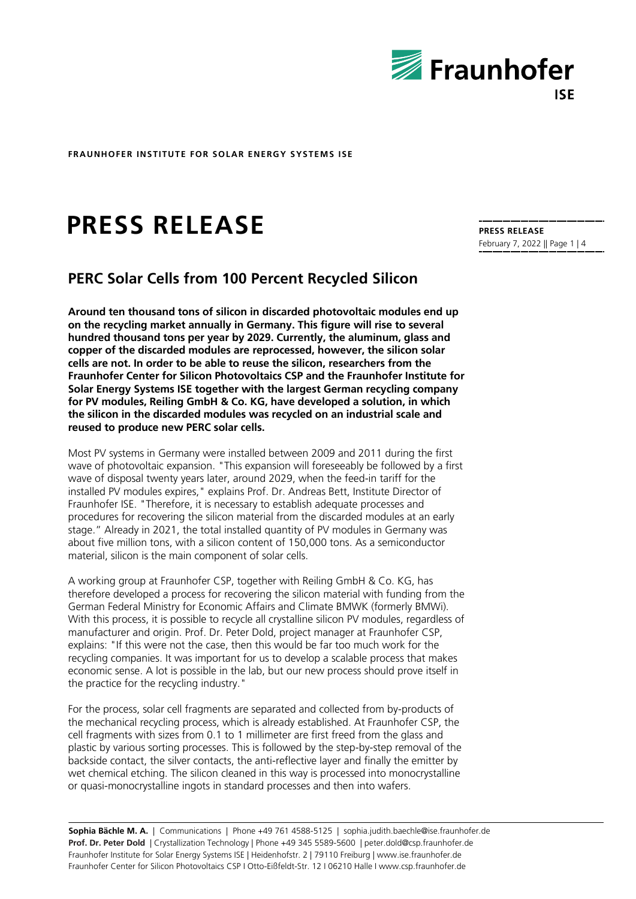FRAUNHOFER INSTITUTE FOR SOLAR ENERGY SYSTEMS ISE

# PRESS RELEASE

**PRESS RELEASE**
February 7, 2022

## PERC Solar Cells from 100 Percent Recycled Silicon

**Around ten thousand tons of silicon in discarded photovoltaic modules end up on the recycling market annually in Germany. This figure will rise to several hundred thousand tons per year by 2029. Currently, the aluminum, glass and copper of the discarded modules are reprocessed, however, the silicon solar cells are not. In order to be able to reuse the silicon, researchers from the Fraunhofer Center for Silicon Photovoltaics CSP and the Fraunhofer Institute for Solar Energy Systems ISE together with the largest German recycling company for PV modules, Reiling GmbH & Co. KG, have developed a solution, in which the silicon in the discarded modules was recycled on an industrial scale and reused to produce new PERC solar cells.**

Most PV systems in Germany were installed between 2009 and 2011 during the first wave of photovoltaic expansion. "This expansion will foreseeably be followed by a first wave of disposal twenty years later, around 2029, when the feed-in tariff for the installed PV modules expires," explains Prof. Dr. Andreas Bett, Institute Director of Fraunhofer ISE. "Therefore, it is necessary to establish adequate processes and procedures for recovering the silicon material from the discarded modules at an early stage." Already in 2021, the total installed quantity of PV modules in Germany was about five million tons, with a silicon content of 150,000 tons. As a semiconductor material, silicon is the main component of solar cells.

A working group at Fraunhofer CSP, together with Reiling GmbH & Co. KG, has therefore developed a process for recovering the silicon material with funding from the German Federal Ministry for Economic Affairs and Climate BMWK (formerly BMWi). With this process, it is possible to recycle all crystalline silicon PV modules, regardless of manufacturer and origin. Prof. Dr. Peter Dold, project manager at Fraunhofer CSP, explains: "If this were not the case, then this would be far too much work for the recycling companies. It was important for us to develop a scalable process that makes economic sense. A lot is possible in the lab, but our new process should prove itself in the practice for the recycling industry."

For the process, solar cell fragments are separated and collected from by-products of the mechanical recycling process, which is already established. At Fraunhofer CSP, the cell fragments with sizes from 0.1 to 1 millimeter are first freed from the glass and plastic by various sorting processes. This is followed by the step-by-step removal of the backside contact, the silver contacts, the anti-reflective layer and finally the emitter by wet chemical etching. The silicon cleaned in this way is processed into monocrystalline or quasi-monocrystalline ingots in standard processes and then into wafers.

**Sophia Bächle M. A.** | Communications | Phone +49 761 4588-5125 | sophia.judith.baechle@ise.fraunhofer.de
**Prof. Dr. Peter Dold** | Crystallization Technology | Phone +49 345 5589-5600 | peter.dold@csp.fraunhofer.de
Fraunhofer Institute for Solar Energy Systems ISE | Heidenhofstr. 2 | 79110 Freiburg | www.ise.fraunhofer.de
Fraunhofer Center for Silicon Photovoltaics CSP | Otto-Eißfeldt-Str. 12 | 06210 Halle | www.csp.fraunhofer.de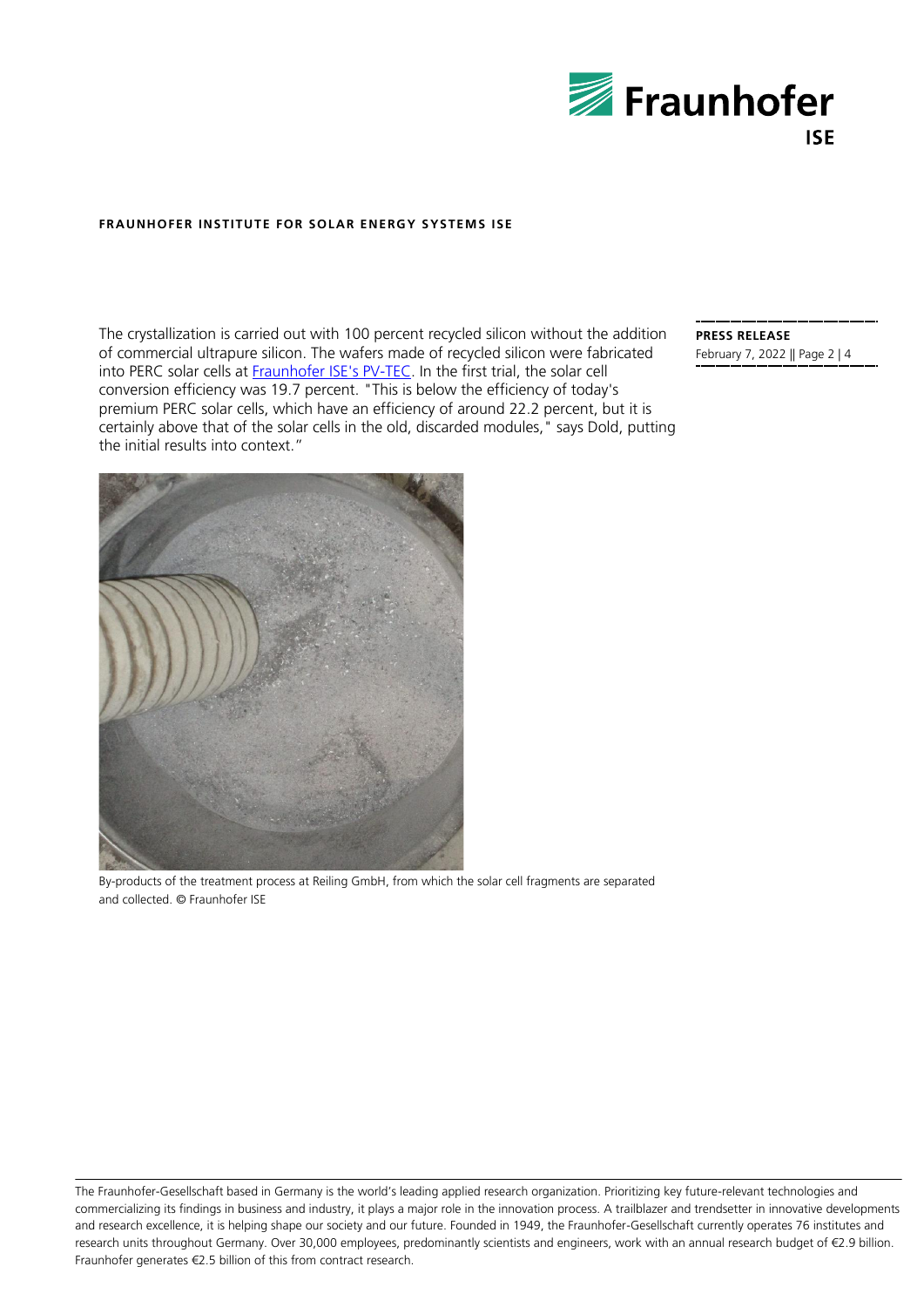The crystallization is carried out with 100 percent recycled silicon without the addition of commercial ultrapure silicon. The wafers made of recycled silicon were fabricated into PERC solar cells at [Fraunhofer ISE's PV-TEC](). In the first trial, the solar cell conversion efficiency was 19.7 percent. "This is below the efficiency of today's premium PERC solar cells, which have an efficiency of around 22.2 percent, but it is certainly above that of the solar cells in the old, discarded modules," says Dold, putting the initial results into context."

By-products of the treatment process at Reiling GmbH, from which the solar cell fragments are separated and collected. © Fraunhofer ISE

The Fraunhofer-Gesellschaft based in Germany is the world's leading applied research organization. Prioritizing key future-relevant technologies and commercializing its findings in business and industry, it plays a major role in the innovation process. A trailblazer and trendsetter in innovative developments and research excellence, it is helping shape our society and our future. Founded in 1949, the Fraunhofer-Gesellschaft currently operates 76 institutes and research units throughout Germany. Over 30,000 employees, predominantly scientists and engineers, work with an annual research budget of €2.9 billion. Fraunhofer generates €2.5 billion of this from contract research.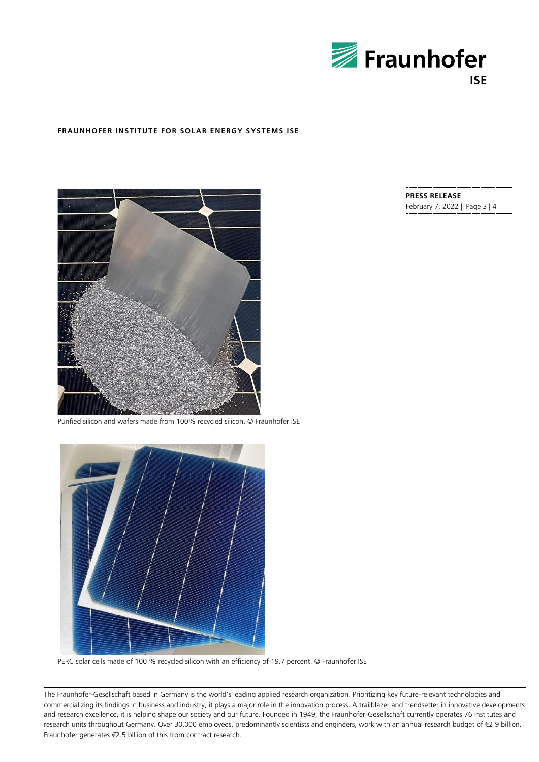Purified silicon and wafers made from 100% recycled silicon. © Fraunhofer ISE

PERC solar cells made of 100 % recycled silicon with an efficiency of 19.7 percent. © Fraunhofer ISE

The Fraunhofer-Gesellschaft based in Germany is the world's leading applied research organization. Prioritizing key future-relevant technologies and commercializing its findings in business and industry, it plays a major role in the innovation process. A trailblazer and trendsetter in innovative developments and research excellence, it is helping shape our society and our future. Founded in 1949, the Fraunhofer-Gesellschaft currently operates 76 institutes and research units throughout Germany. Over 30,000 employees, predominantly scientists and engineers, work with an annual research budget of €2.9 billion. Fraunhofer generates €2.5 billion of this from contract research.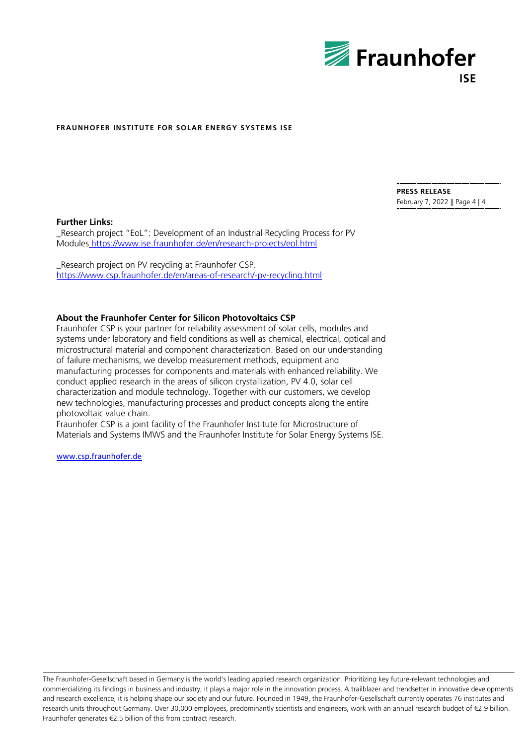**Further Links:**

_Research project “EoL”: Development of an Industrial Recycling Process for PV Modules https://www.ise.fraunhofer.de/en/research-projects/eol.html

_Research project on PV recycling at Fraunhofer CSP.
https://www.csp.fraunhofer.de/en/areas-of-research/-pv-recycling.html

**About the Fraunhofer Center for Silicon Photovoltaics CSP**

Fraunhofer CSP is your partner for reliability assessment of solar cells, modules and systems under laboratory and field conditions as well as chemical, electrical, optical and microstructural material and component characterization. Based on our understanding of failure mechanisms, we develop measurement methods, equipment and manufacturing processes for components and materials with enhanced reliability. We conduct applied research in the areas of silicon crystallization, PV 4.0, solar cell characterization and module technology. Together with our customers, we develop new technologies, manufacturing processes and product concepts along the entire photovoltaic value chain.
Fraunhofer CSP is a joint facility of the Fraunhofer Institute for Microstructure of Materials and Systems IMWS and the Fraunhofer Institute for Solar Energy Systems ISE.

www.csp.fraunhofer.de

The Fraunhofer-Gesellschaft based in Germany is the world’s leading applied research organization. Prioritizing key future-relevant technologies and commercializing its findings in business and industry, it plays a major role in the innovation process. A trailblazer and trendsetter in innovative developments and research excellence, it is helping shape our society and our future. Founded in 1949, the Fraunhofer-Gesellschaft currently operates 76 institutes and research units throughout Germany. Over 30,000 employees, predominantly scientists and engineers, work with an annual research budget of €2.9 billion. Fraunhofer generates €2.5 billion of this from contract research.